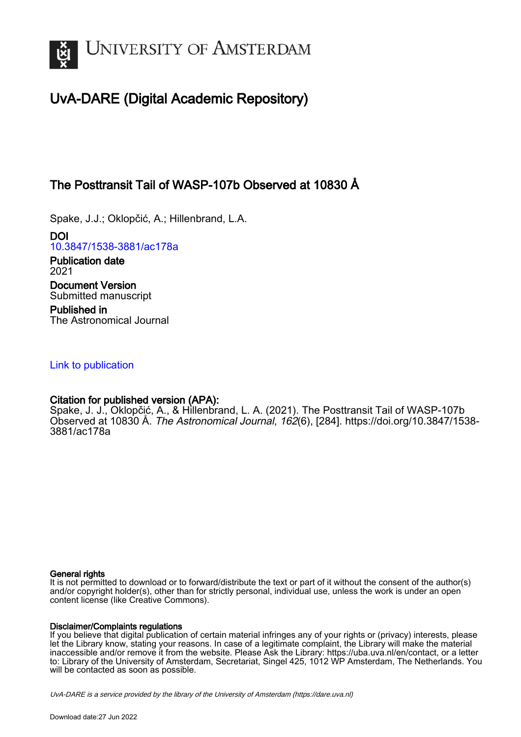# UvA-DARE (Digital Academic Repository)

## The Posttransit Tail of WASP-107b Observed at 10830 Å

Spake, J.J.; Oklopčić, A.; Hillenbrand, L.A.

**DOI**
10.3847/1538-3881/ac178a

**Publication date**
2021

**Document Version**
Submitted manuscript

**Published in**
The Astronomical Journal

Link to publication

**Citation for published version (APA):**
Spake, J. J., Oklopčić, A., & Hillenbrand, L. A. (2021). The Posttransit Tail of WASP-107b Observed at 10830 Å. *The Astronomical Journal*, *162*(6), [284]. https://doi.org/10.3847/1538-3881/ac178a

**General rights**
It is not permitted to download or to forward/distribute the text or part of it without the consent of the author(s) and/or copyright holder(s), other than for strictly personal, individual use, unless the work is under an open content license (like Creative Commons).

**Disclaimer/Complaints regulations**
If you believe that digital publication of certain material infringes any of your rights or (privacy) interests, please let the Library know, stating your reasons. In case of a legitimate complaint, the Library will make the material inaccessible and/or remove it from the website. Please Ask the Library: https://uba.uva.nl/en/contact, or a letter to: Library of the University of Amsterdam, Secretariat, Singel 425, 1012 WP Amsterdam, The Netherlands. You will be contacted as soon as possible.

*UvA-DARE is a service provided by the library of the University of Amsterdam (https://dare.uva.nl)*

Download date:27 Jun 2022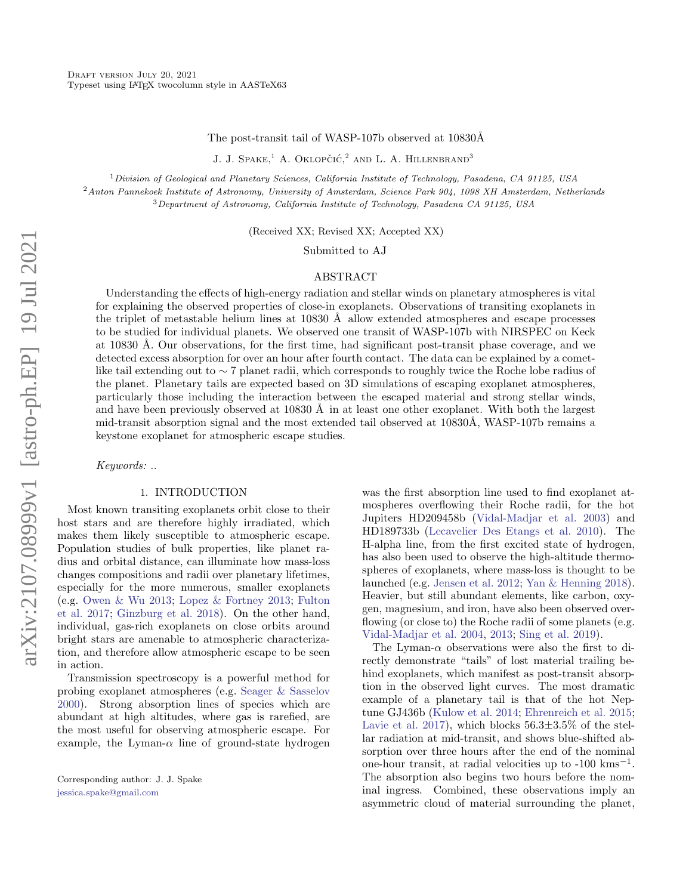Draft version July 20, 2021
Typeset using LATEX twocolumn style in AASTeX63

# The post-transit tail of WASP-107b observed at 10830Å

J. J. Spake,[1] A. Oklopčić,[2] and L. A. Hillenbrand[3]

[1]*Division of Geological and Planetary Sciences, California Institute of Technology, Pasadena, CA 91125, USA*
[2]*Anton Pannekoek Institute of Astronomy, University of Amsterdam, Science Park 904, 1098 XH Amsterdam, Netherlands*
[3]*Department of Astronomy, California Institute of Technology, Pasadena CA 91125, USA*

(Received XX; Revised XX; Accepted XX)

Submitted to AJ

## ABSTRACT

Understanding the effects of high-energy radiation and stellar winds on planetary atmospheres is vital for explaining the observed properties of close-in exoplanets. Observations of transiting exoplanets in the triplet of metastable helium lines at 10830 Å allow extended atmospheres and escape processes to be studied for individual planets. We observed one transit of WASP-107b with NIRSPEC on Keck at 10830 Å. Our observations, for the first time, had significant post-transit phase coverage, and we detected excess absorption for over an hour after fourth contact. The data can be explained by a comet-like tail extending out to $\sim 7$ planet radii, which corresponds to roughly twice the Roche lobe radius of the planet. Planetary tails are expected based on 3D simulations of escaping exoplanet atmospheres, particularly those including the interaction between the escaped material and strong stellar winds, and have been previously observed at 10830 Å in at least one other exoplanet. With both the largest mid-transit absorption signal and the most extended tail observed at 10830Å, WASP-107b remains a keystone exoplanet for atmospheric escape studies.

*Keywords:* ..

## 1. INTRODUCTION

Most known transiting exoplanets orbit close to their host stars and are therefore highly irradiated, which makes them likely susceptible to atmospheric escape. Population studies of bulk properties, like planet radius and orbital distance, can illuminate how mass-loss changes compositions and radii over planetary lifetimes, especially for the more numerous, smaller exoplanets (e.g. Owen & Wu 2013; Lopez & Fortney 2013; Fulton et al. 2017; Ginzburg et al. 2018). On the other hand, individual, gas-rich exoplanets on close orbits around bright stars are amenable to atmospheric characterization, and therefore allow atmospheric escape to be seen in action.

Transmission spectroscopy is a powerful method for probing exoplanet atmospheres (e.g. Seager & Sasselov 2000). Strong absorption lines of species which are abundant at high altitudes, where gas is rarefied, are the most useful for observing atmospheric escape. For example, the Lyman-$\alpha$ line of ground-state hydrogen was the first absorption line used to find exoplanet atmospheres overflowing their Roche radii, for the hot Jupiters HD209458b (Vidal-Madjar et al. 2003) and HD189733b (Lecavelier Des Etangs et al. 2010). The H-alpha line, from the first excited state of hydrogen, has also been used to observe the high-altitude thermospheres of exoplanets, where mass-loss is thought to be launched (e.g. Jensen et al. 2012; Yan & Henning 2018). Heavier, but still abundant elements, like carbon, oxygen, magnesium, and iron, have also been observed overflowing (or close to) the Roche radii of some planets (e.g. Vidal-Madjar et al. 2004, 2013; Sing et al. 2019).

The Lyman-$\alpha$ observations were also the first to directly demonstrate "tails" of lost material trailing behind exoplanets, which manifest as post-transit absorption in the observed light curves. The most dramatic example of a planetary tail is that of the hot Neptune GJ436b (Kulow et al. 2014; Ehrenreich et al. 2015; Lavie et al. 2017), which blocks 56.3±3.5% of the stellar radiation at mid-transit, and shows blue-shifted absorption over three hours after the end of the nominal one-hour transit, at radial velocities up to -100 kms$^{-1}$. The absorption also begins two hours before the nominal ingress. Combined, these observations imply an asymmetric cloud of material surrounding the planet,

Corresponding author: J. J. Spake
jessica.spake@gmail.com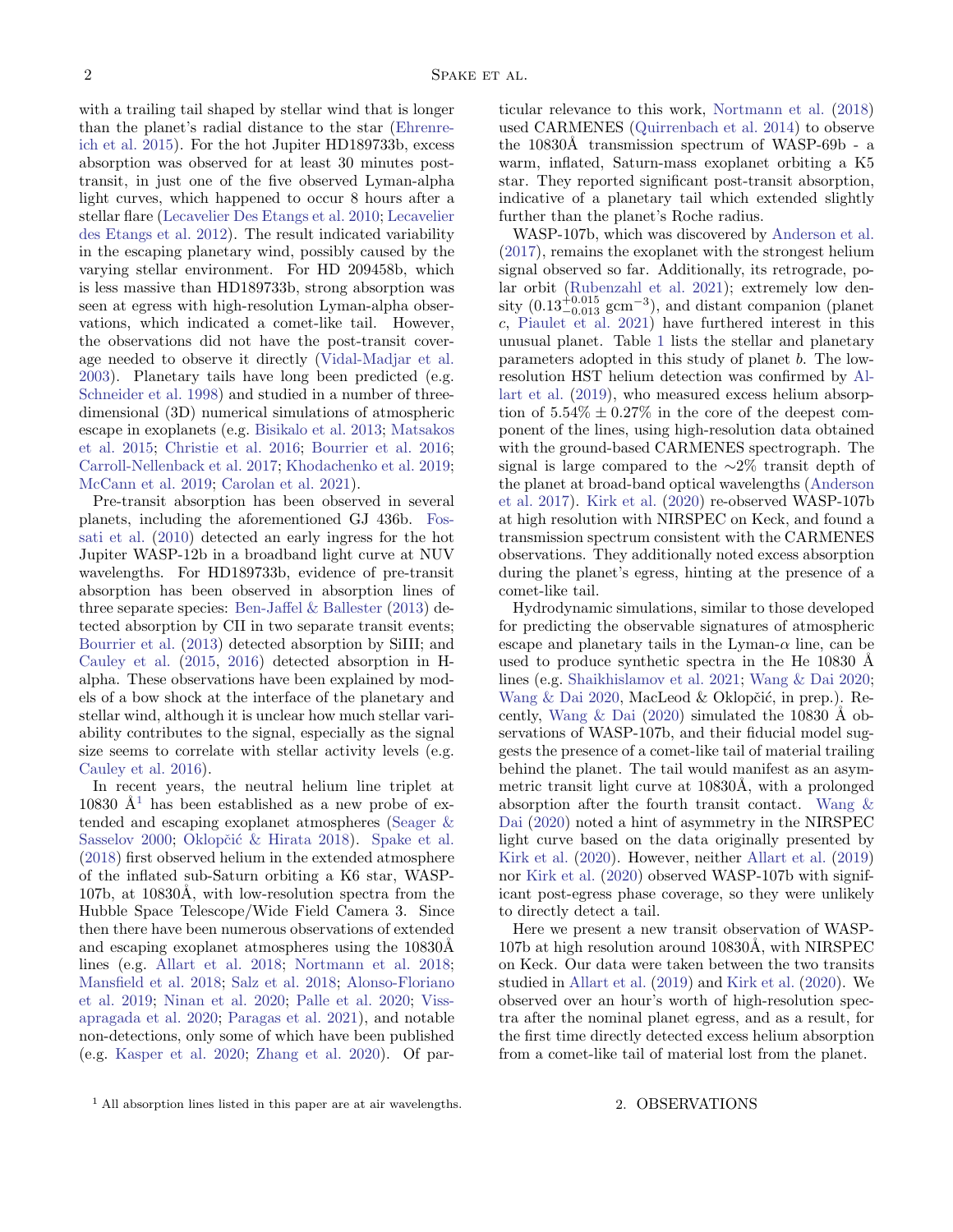with a trailing tail shaped by stellar wind that is longer than the planet's radial distance to the star (Ehrenreich et al. 2015). For the hot Jupiter HD189733b, excess absorption was observed for at least 30 minutes post-transit, in just one of the five observed Lyman-alpha light curves, which happened to occur 8 hours after a stellar flare (Lecavelier Des Etangs et al. 2010; Lecavelier des Etangs et al. 2012). The result indicated variability in the escaping planetary wind, possibly caused by the varying stellar environment. For HD 209458b, which is less massive than HD189733b, strong absorption was seen at egress with high-resolution Lyman-alpha observations, which indicated a comet-like tail. However, the observations did not have the post-transit coverage needed to observe it directly (Vidal-Madjar et al. 2003). Planetary tails have long been predicted (e.g. Schneider et al. 1998) and studied in a number of three-dimensional (3D) numerical simulations of atmospheric escape in exoplanets (e.g. Bisikalo et al. 2013; Matsakos et al. 2015; Christie et al. 2016; Bourrier et al. 2016; Carroll-Nellenback et al. 2017; Khodachenko et al. 2019; McCann et al. 2019; Carolan et al. 2021).

Pre-transit absorption has been observed in several planets, including the aforementioned GJ 436b. Fossati et al. (2010) detected an early ingress for the hot Jupiter WASP-12b in a broadband light curve at NUV wavelengths. For HD189733b, evidence of pre-transit absorption has been observed in absorption lines of three separate species: Ben-Jaffel & Ballester (2013) detected absorption by CII in two separate transit events; Bourrier et al. (2013) detected absorption by SiIII; and Cauley et al. (2015, 2016) detected absorption in H-alpha. These observations have been explained by models of a bow shock at the interface of the planetary and stellar wind, although it is unclear how much stellar variability contributes to the signal, especially as the signal size seems to correlate with stellar activity levels (e.g. Cauley et al. 2016).

In recent years, the neutral helium line triplet at 10830 Å[1] has been established as a new probe of extended and escaping exoplanet atmospheres (Seager & Sasselov 2000; Oklopčić & Hirata 2018). Spake et al. (2018) first observed helium in the extended atmosphere of the inflated sub-Saturn orbiting a K6 star, WASP-107b, at 10830Å, with low-resolution spectra from the Hubble Space Telescope/Wide Field Camera 3. Since then there have been numerous observations of extended and escaping exoplanet atmospheres using the 10830Å lines (e.g. Allart et al. 2018; Nortmann et al. 2018; Mansfield et al. 2018; Salz et al. 2018; Alonso-Floriano et al. 2019; Ninan et al. 2020; Palle et al. 2020; Vissapragada et al. 2020; Paragas et al. 2021), and notable non-detections, only some of which have been published (e.g. Kasper et al. 2020; Zhang et al. 2020). Of particular relevance to this work, Nortmann et al. (2018) used CARMENES (Quirrenbach et al. 2014) to observe the 10830Å transmission spectrum of WASP-69b - a warm, inflated, Saturn-mass exoplanet orbiting a K5 star. They reported significant post-transit absorption, indicative of a planetary tail which extended slightly further than the planet's Roche radius.

WASP-107b, which was discovered by Anderson et al. (2017), remains the exoplanet with the strongest helium signal observed so far. Additionally, its retrograde, polar orbit (Rubenzahl et al. 2021); extremely low density ($0.13^{+0.015}_{-0.013}$ gcm$^{-3}$), and distant companion (planet *c*, Piaulet et al. 2021) have furthered interest in this unusual planet. Table 1 lists the stellar and planetary parameters adopted in this study of planet *b*. The low-resolution HST helium detection was confirmed by Allart et al. (2019), who measured excess helium absorption of $5.54\% \pm 0.27\%$ in the core of the deepest component of the lines, using high-resolution data obtained with the ground-based CARMENES spectrograph. The signal is large compared to the $\sim$2% transit depth of the planet at broad-band optical wavelengths (Anderson et al. 2017). Kirk et al. (2020) re-observed WASP-107b at high resolution with NIRSPEC on Keck, and found a transmission spectrum consistent with the CARMENES observations. They additionally noted excess absorption during the planet's egress, hinting at the presence of a comet-like tail.

Hydrodynamic simulations, similar to those developed for predicting the observable signatures of atmospheric escape and planetary tails in the Lyman-$\alpha$ line, can be used to produce synthetic spectra in the He 10830 Å lines (e.g. Shaikhislamov et al. 2021; Wang & Dai 2020; Wang & Dai 2020, MacLeod & Oklopčić, in prep.). Recently, Wang & Dai (2020) simulated the 10830 Å observations of WASP-107b, and their fiducial model suggests the presence of a comet-like tail of material trailing behind the planet. The tail would manifest as an asymmetric transit light curve at 10830Å, with a prolonged absorption after the fourth transit contact. Wang & Dai (2020) noted a hint of asymmetry in the NIRSPEC light curve based on the data originally presented by Kirk et al. (2020). However, neither Allart et al. (2019) nor Kirk et al. (2020) observed WASP-107b with significant post-egress phase coverage, so they were unlikely to directly detect a tail.

Here we present a new transit observation of WASP-107b at high resolution around 10830Å, with NIRSPEC on Keck. Our data were taken between the two transits studied in Allart et al. (2019) and Kirk et al. (2020). We observed over an hour's worth of high-resolution spectra after the nominal planet egress, and as a result, for the first time directly detected excess helium absorption from a comet-like tail of material lost from the planet.

## 2. OBSERVATIONS

[1] All absorption lines listed in this paper are at air wavelengths.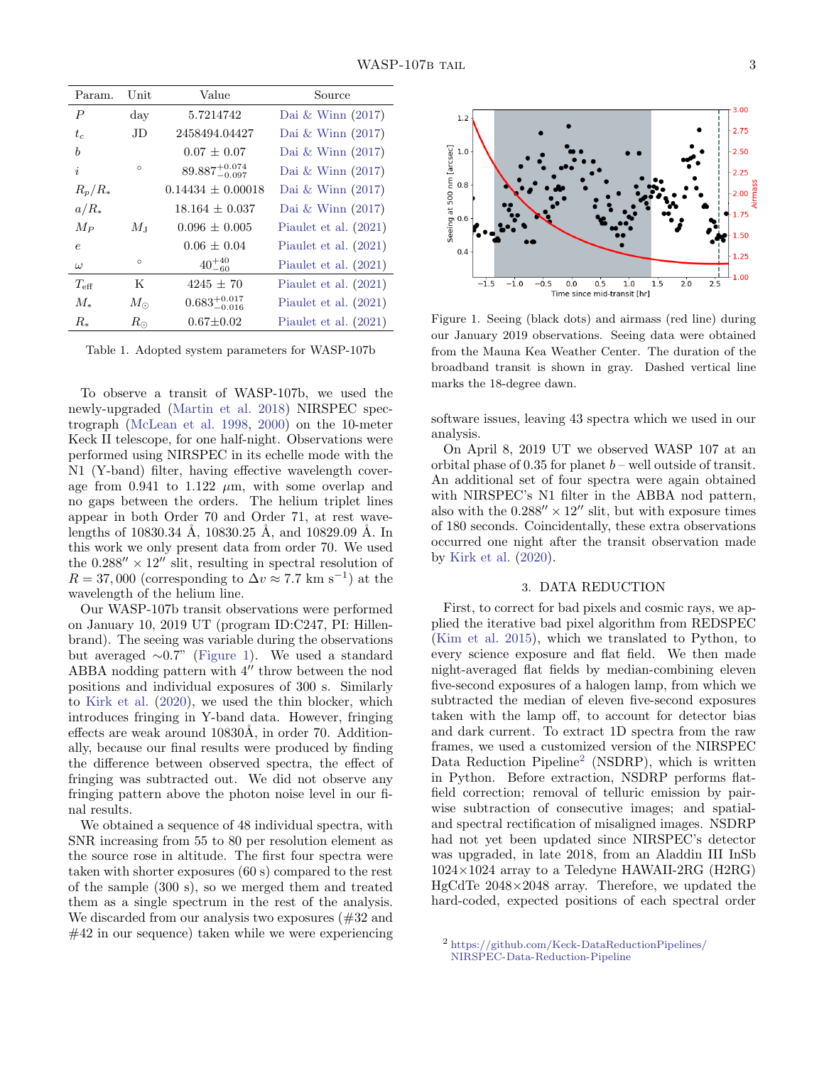| Param. | Unit | Value | Source |
| --- | --- | --- | --- |
| $P$ | day | 5.7214742 | Dai & Winn (2017) |
| $t_c$ | JD | 2458494.04427 | Dai & Winn (2017) |
| $b$ | | $0.07 \pm 0.07$ | Dai & Winn (2017) |
| $i$ | $^\circ$ | $89.887^{+0.074}_{-0.097}$ | Dai & Winn (2017) |
| $R_p/R_*$ | | $0.14434 \pm 0.00018$ | Dai & Winn (2017) |
| $a/R_*$ | | $18.164 \pm 0.037$ | Dai & Winn (2017) |
| $M_P$ | $M_{\rm J}$ | $0.096 \pm 0.005$ | Piaulet et al. (2021) |
| $e$ | | $0.06 \pm 0.04$ | Piaulet et al. (2021) |
| $\omega$ | $^\circ$ | $40^{+40}_{-60}$ | Piaulet et al. (2021) |
| $T_{\rm eff}$ | K | $4245 \pm 70$ | Piaulet et al. (2021) |
| $M_*$ | $M_\odot$ | $0.683^{+0.017}_{-0.016}$ | Piaulet et al. (2021) |
| $R_*$ | $R_\odot$ | $0.67 \pm 0.02$ | Piaulet et al. (2021) |

Table 1. Adopted system parameters for WASP-107b

To observe a transit of WASP-107b, we used the newly-upgraded (Martin et al. 2018) NIRSPEC spectrograph (McLean et al. 1998, 2000) on the 10-meter Keck II telescope, for one half-night. Observations were performed using NIRSPEC in its echelle mode with the N1 (Y-band) filter, having effective wavelength coverage from 0.941 to 1.122 $\mu$m, with some overlap and no gaps between the orders. The helium triplet lines appear in both Order 70 and Order 71, at rest wavelengths of 10830.34 Å, 10830.25 Å, and 10829.09 Å. In this work we only present data from order 70. We used the $0.288'' \times 12''$ slit, resulting in spectral resolution of $R = 37,000$ (corresponding to $\Delta v \approx 7.7$ km s$^{-1}$) at the wavelength of the helium line.

Our WASP-107b transit observations were performed on January 10, 2019 UT (program ID:C247, PI: Hillenbrand). The seeing was variable during the observations but averaged ∼0.7" (Figure 1). We used a standard ABBA nodding pattern with $4''$ throw between the nod positions and individual exposures of 300 s. Similarly to Kirk et al. (2020), we used the thin blocker, which introduces fringing in Y-band data. However, fringing effects are weak around 10830Å, in order 70. Additionally, because our final results were produced by finding the difference between observed spectra, the effect of fringing was subtracted out. We did not observe any fringing pattern above the photon noise level in our final results.

We obtained a sequence of 48 individual spectra, with SNR increasing from 55 to 80 per resolution element as the source rose in altitude. The first four spectra were taken with shorter exposures (60 s) compared to the rest of the sample (300 s), so we merged them and treated them as a single spectrum in the rest of the analysis. We discarded from our analysis two exposures (#32 and #42 in our sequence) taken while we were experiencing software issues, leaving 43 spectra which we used in our analysis.

Figure 1. Seeing (black dots) and airmass (red line) during our January 2019 observations. Seeing data were obtained from the Mauna Kea Weather Center. The duration of the broadband transit is shown in gray. Dashed vertical line marks the 18-degree dawn.

On April 8, 2019 UT we observed WASP 107 at an orbital phase of 0.35 for planet $b$ – well outside of transit. An additional set of four spectra were again obtained with NIRSPEC's N1 filter in the ABBA nod pattern, also with the $0.288'' \times 12''$ slit, but with exposure times of 180 seconds. Coincidentally, these extra observations occurred one night after the transit observation made by Kirk et al. (2020).

## 3. DATA REDUCTION

First, to correct for bad pixels and cosmic rays, we applied the iterative bad pixel algorithm from REDSPEC (Kim et al. 2015), which we translated to Python, to every science exposure and flat field. We then made night-averaged flat fields by median-combining eleven five-second exposures of a halogen lamp, from which we subtracted the median of eleven five-second exposures taken with the lamp off, to account for detector bias and dark current. To extract 1D spectra from the raw frames, we used a customized version of the NIRSPEC Data Reduction Pipeline[2] (NSDRP), which is written in Python. Before extraction, NSDRP performs flat-field correction; removal of telluric emission by pairwise subtraction of consecutive images; and spatial- and spectral rectification of misaligned images. NSDRP had not yet been updated since NIRSPEC's detector was upgraded, in late 2018, from an Aladdin III InSb 1024×1024 array to a Teledyne HAWAII-2RG (H2RG) HgCdTe 2048×2048 array. Therefore, we updated the hard-coded, expected positions of each spectral order

[2] https://github.com/Keck-DataReductionPipelines/NIRSPEC-Data-Reduction-Pipeline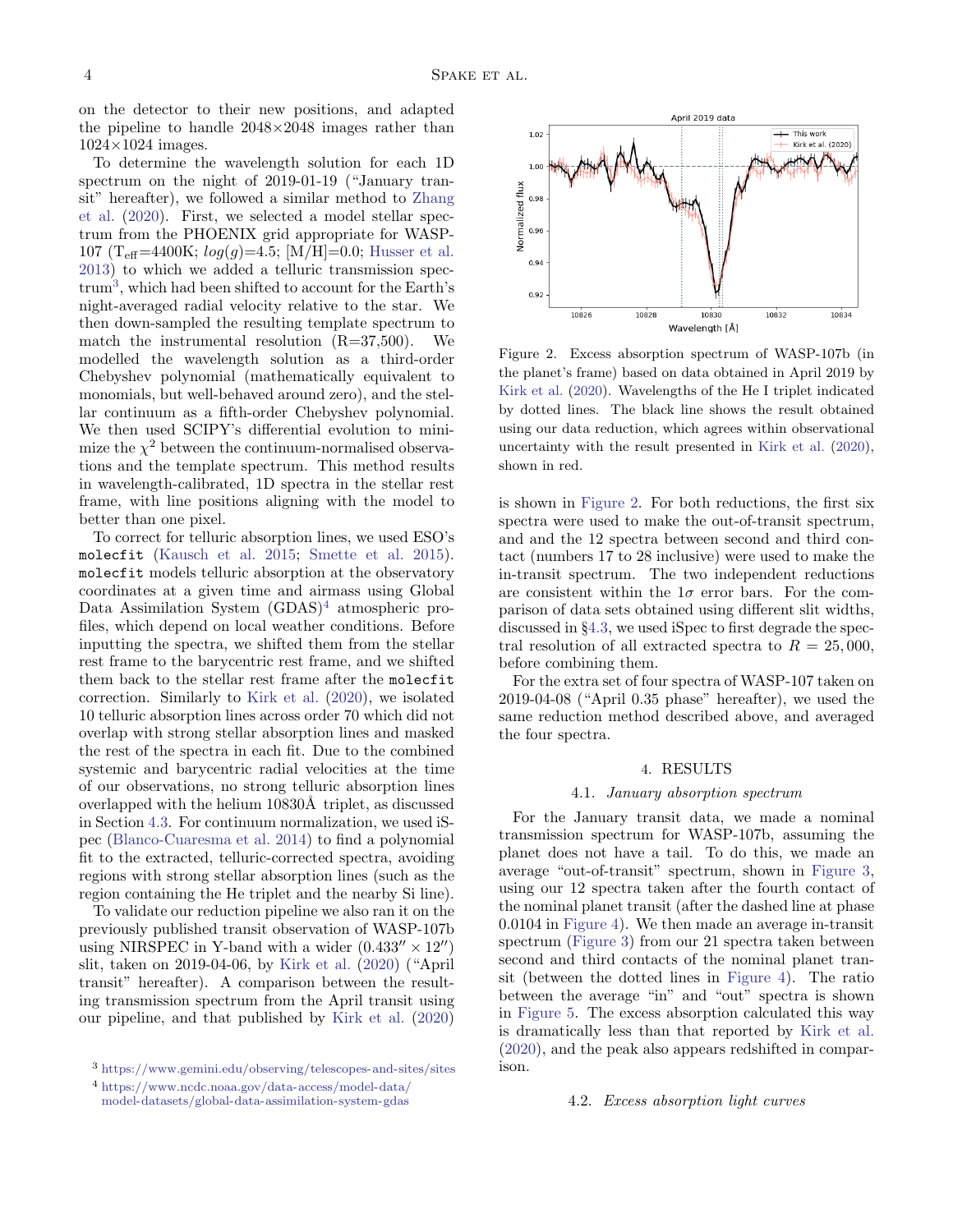on the detector to their new positions, and adapted the pipeline to handle 2048×2048 images rather than 1024×1024 images.

To determine the wavelength solution for each 1D spectrum on the night of 2019-01-19 ("January transit" hereafter), we followed a similar method to Zhang et al. (2020). First, we selected a model stellar spectrum from the PHOENIX grid appropriate for WASP-107 ($T_{\rm eff}$=4400K; $log(g)$=4.5; [M/H]=0.0; Husser et al. 2013) to which we added a telluric transmission spectrum[3], which had been shifted to account for the Earth's night-averaged radial velocity relative to the star. We then down-sampled the resulting template spectrum to match the instrumental resolution (R=37,500). We modelled the wavelength solution as a third-order Chebyshev polynomial (mathematically equivalent to monomials, but well-behaved around zero), and the stellar continuum as a fifth-order Chebyshev polynomial. We then used SCIPY's differential evolution to minimize the $\chi^2$ between the continuum-normalised observations and the template spectrum. This method results in wavelength-calibrated, 1D spectra in the stellar rest frame, with line positions aligning with the model to better than one pixel.

To correct for telluric absorption lines, we used ESO's `molecfit` (Kausch et al. 2015; Smette et al. 2015). `molecfit` models telluric absorption at the observatory coordinates at a given time and airmass using Global Data Assimilation System (GDAS)[4] atmospheric profiles, which depend on local weather conditions. Before inputting the spectra, we shifted them from the stellar rest frame to the barycentric rest frame, and we shifted them back to the stellar rest frame after the `molecfit` correction. Similarly to Kirk et al. (2020), we isolated 10 telluric absorption lines across order 70 which did not overlap with strong stellar absorption lines and masked the rest of the spectra in each fit. Due to the combined systemic and barycentric radial velocities at the time of our observations, no strong telluric absorption lines overlapped with the helium 10830Å triplet, as discussed in Section 4.3. For continuum normalization, we used iSpec (Blanco-Cuaresma et al. 2014) to find a polynomial fit to the extracted, telluric-corrected spectra, avoiding regions with strong stellar absorption lines (such as the region containing the He triplet and the nearby Si line).

To validate our reduction pipeline we also ran it on the previously published transit observation of WASP-107b using NIRSPEC in Y-band with a wider ($0.433'' \times 12''$) slit, taken on 2019-04-06, by Kirk et al. (2020) ("April transit" hereafter). A comparison between the resulting transmission spectrum from the April transit using our pipeline, and that published by Kirk et al. (2020) is shown in Figure 2. For both reductions, the first six spectra were used to make the out-of-transit spectrum, and and the 12 spectra between second and third contact (numbers 17 to 28 inclusive) were used to make the in-transit spectrum. The two independent reductions are consistent within the $1\sigma$ error bars. For the comparison of data sets obtained using different slit widths, discussed in §4.3, we used iSpec to first degrade the spectral resolution of all extracted spectra to $R = 25,000$, before combining them.

Figure 2. Excess absorption spectrum of WASP-107b (in the planet's frame) based on data obtained in April 2019 by Kirk et al. (2020). Wavelengths of the He I triplet indicated by dotted lines. The black line shows the result obtained using our data reduction, which agrees within observational uncertainty with the result presented in Kirk et al. (2020), shown in red.

For the extra set of four spectra of WASP-107 taken on 2019-04-08 ("April 0.35 phase" hereafter), we used the same reduction method described above, and averaged the four spectra.

## 4. RESULTS

### 4.1. *January absorption spectrum*

For the January transit data, we made a nominal transmission spectrum for WASP-107b, assuming the planet does not have a tail. To do this, we made an average "out-of-transit" spectrum, shown in Figure 3, using our 12 spectra taken after the fourth contact of the nominal planet transit (after the dashed line at phase 0.0104 in Figure 4). We then made an average in-transit spectrum (Figure 3) from our 21 spectra taken between second and third contacts of the nominal planet transit (between the dotted lines in Figure 4). The ratio between the average "in" and "out" spectra is shown in Figure 5. The excess absorption calculated this way is dramatically less than that reported by Kirk et al. (2020), and the peak also appears redshifted in comparison.

### 4.2. *Excess absorption light curves*

[3] https://www.gemini.edu/observing/telescopes-and-sites/sites

[4] https://www.ncdc.noaa.gov/data-access/model-data/model-datasets/global-data-assimilation-system-gdas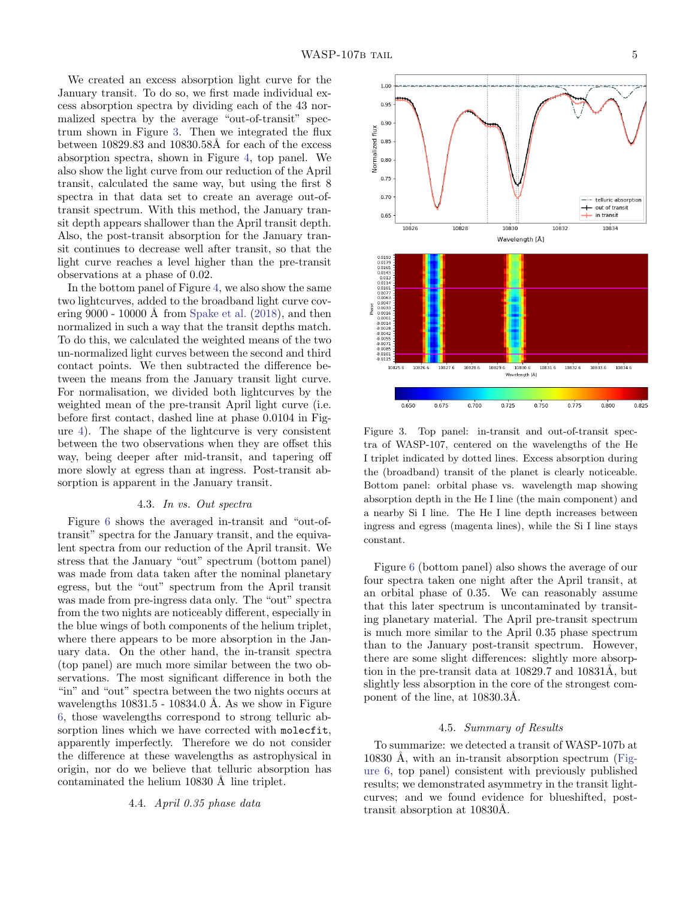We created an excess absorption light curve for the January transit. To do so, we first made individual excess absorption spectra by dividing each of the 43 normalized spectra by the average "out-of-transit" spectrum shown in Figure 3. Then we integrated the flux between 10829.83 and 10830.58Å for each of the excess absorption spectra, shown in Figure 4, top panel. We also show the light curve from our reduction of the April transit, calculated the same way, but using the first 8 spectra in that data set to create an average out-of-transit spectrum. With this method, the January transit depth appears shallower than the April transit depth. Also, the post-transit absorption for the January transit continues to decrease well after transit, so that the light curve reaches a level higher than the pre-transit observations at a phase of 0.02.

In the bottom panel of Figure 4, we also show the same two lightcurves, added to the broadband light curve covering 9000 - 10000 Å from Spake et al. (2018), and then normalized in such a way that the transit depths match. To do this, we calculated the weighted means of the two un-normalized light curves between the second and third contact points. We then subtracted the difference between the means from the January transit light curve. For normalisation, we divided both lightcurves by the weighted mean of the pre-transit April light curve (i.e. before first contact, dashed line at phase 0.0104 in Figure 4). The shape of the lightcurve is very consistent between the two observations when they are offset this way, being deeper after mid-transit, and tapering off more slowly at egress than at ingress. Post-transit absorption is apparent in the January transit.

### 4.3. *In vs. Out spectra*

Figure 6 shows the averaged in-transit and "out-of-transit" spectra for the January transit, and the equivalent spectra from our reduction of the April transit. We stress that the January "out" spectrum (bottom panel) was made from data taken after the nominal planetary egress, but the "out" spectrum from the April transit was made from pre-ingress data only. The "out" spectra from the two nights are noticeably different, especially in the blue wings of both components of the helium triplet, where there appears to be more absorption in the January data. On the other hand, the in-transit spectra (top panel) are much more similar between the two observations. The most significant difference in both the "in" and "out" spectra between the two nights occurs at wavelengths 10831.5 - 10834.0 Å. As we show in Figure 6, those wavelengths correspond to strong telluric absorption lines which we have corrected with `molecfit`, apparently imperfectly. Therefore we do not consider the difference at these wavelengths as astrophysical in origin, nor do we believe that telluric absorption has contaminated the helium 10830 Å line triplet.

### 4.4. *April 0.35 phase data*

Figure 3. Top panel: in-transit and out-of-transit spectra of WASP-107, centered on the wavelengths of the He I triplet indicated by dotted lines. Excess absorption during the (broadband) transit of the planet is clearly noticeable. Bottom panel: orbital phase vs. wavelength map showing absorption depth in the He I line (the main component) and a nearby Si I line. The He I line depth increases between ingress and egress (magenta lines), while the Si I line stays constant.

Figure 6 (bottom panel) also shows the average of our four spectra taken one night after the April transit, at an orbital phase of 0.35. We can reasonably assume that this later spectrum is uncontaminated by transiting planetary material. The April pre-transit spectrum is much more similar to the April 0.35 phase spectrum than to the January post-transit spectrum. However, there are some slight differences: slightly more absorption in the pre-transit data at 10829.7 and 10831Å, but slightly less absorption in the core of the strongest component of the line, at 10830.3Å.

### 4.5. *Summary of Results*

To summarize: we detected a transit of WASP-107b at 10830 Å, with an in-transit absorption spectrum (Figure 6, top panel) consistent with previously published results; we demonstrated asymmetry in the transit lightcurves; and we found evidence for blueshifted, post-transit absorption at 10830Å.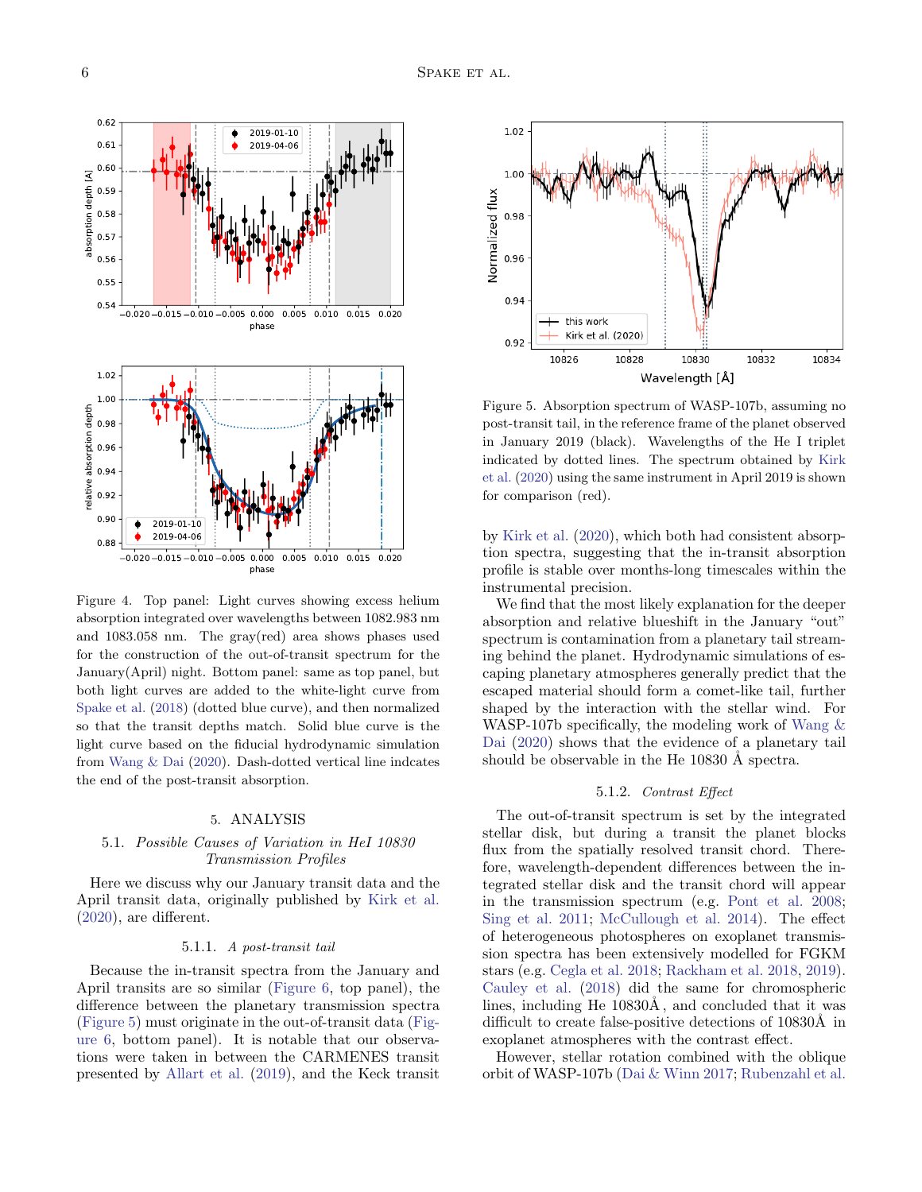Figure 4. Top panel: Light curves showing excess helium absorption integrated over wavelengths between 1082.983 nm and 1083.058 nm. The gray(red) area shows phases used for the construction of the out-of-transit spectrum for the January(April) night. Bottom panel: same as top panel, but both light curves are added to the white-light curve from Spake et al. (2018) (dotted blue curve), and then normalized so that the transit depths match. Solid blue curve is the light curve based on the fiducial hydrodynamic simulation from Wang & Dai (2020). Dash-dotted vertical line indcates the end of the post-transit absorption.

Figure 5. Absorption spectrum of WASP-107b, assuming no post-transit tail, in the reference frame of the planet observed in January 2019 (black). Wavelengths of the He I triplet indicated by dotted lines. The spectrum obtained by Kirk et al. (2020) using the same instrument in April 2019 is shown for comparison (red).

## 5. ANALYSIS

### 5.1. *Possible Causes of Variation in HeI 10830 Transmission Profiles*

Here we discuss why our January transit data and the April transit data, originally published by Kirk et al. (2020), are different.

#### 5.1.1. *A post-transit tail*

Because the in-transit spectra from the January and April transits are so similar (Figure 6, top panel), the difference between the planetary transmission spectra (Figure 5) must originate in the out-of-transit data (Figure 6, bottom panel). It is notable that our observations were taken in between the CARMENES transit presented by Allart et al. (2019), and the Keck transit by Kirk et al. (2020), which both had consistent absorption spectra, suggesting that the in-transit absorption profile is stable over months-long timescales within the instrumental precision.

We find that the most likely explanation for the deeper absorption and relative blueshift in the January "out" spectrum is contamination from a planetary tail streaming behind the planet. Hydrodynamic simulations of escaping planetary atmospheres generally predict that the escaped material should form a comet-like tail, further shaped by the interaction with the stellar wind. For WASP-107b specifically, the modeling work of Wang & Dai (2020) shows that the evidence of a planetary tail should be observable in the He 10830 Å spectra.

#### 5.1.2. *Contrast Effect*

The out-of-transit spectrum is set by the integrated stellar disk, but during a transit the planet blocks flux from the spatially resolved transit chord. Therefore, wavelength-dependent differences between the integrated stellar disk and the transit chord will appear in the transmission spectrum (e.g. Pont et al. 2008; Sing et al. 2011; McCullough et al. 2014). The effect of heterogeneous photospheres on exoplanet transmission spectra has been extensively modelled for FGKM stars (e.g. Cegla et al. 2018; Rackham et al. 2018, 2019). Cauley et al. (2018) did the same for chromospheric lines, including He 10830Å, and concluded that it was difficult to create false-positive detections of 10830Å in exoplanet atmospheres with the contrast effect.

However, stellar rotation combined with the oblique orbit of WASP-107b (Dai & Winn 2017; Rubenzahl et al.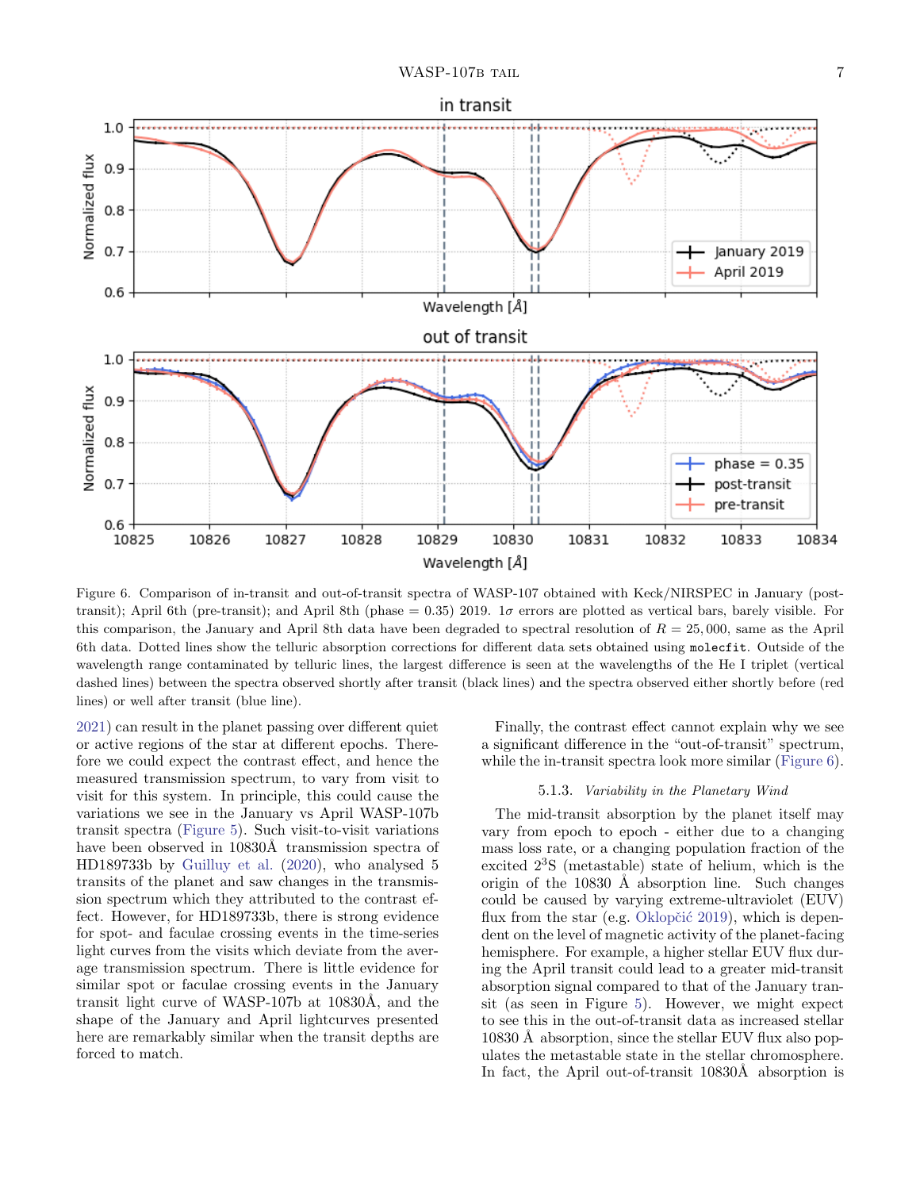Figure 6. Comparison of in-transit and out-of-transit spectra of WASP-107 obtained with Keck/NIRSPEC in January (post-transit); April 6th (pre-transit); and April 8th (phase = 0.35) 2019. 1$\sigma$ errors are plotted as vertical bars, barely visible. For this comparison, the January and April 8th data have been degraded to spectral resolution of $R = 25,000$, same as the April 6th data. Dotted lines show the telluric absorption corrections for different data sets obtained using `molecfit`. Outside of the wavelength range contaminated by telluric lines, the largest difference is seen at the wavelengths of the He I triplet (vertical dashed lines) between the spectra observed shortly after transit (black lines) and the spectra observed either shortly before (red lines) or well after transit (blue line).

2021) can result in the planet passing over different quiet or active regions of the star at different epochs. Therefore we could expect the contrast effect, and hence the measured transmission spectrum, to vary from visit to visit for this system. In principle, this could cause the variations we see in the January vs April WASP-107b transit spectra (Figure 5). Such visit-to-visit variations have been observed in 10830Å transmission spectra of HD189733b by Guilluy et al. (2020), who analysed 5 transits of the planet and saw changes in the transmission spectrum which they attributed to the contrast effect. However, for HD189733b, there is strong evidence for spot- and faculae crossing events in the time-series light curves from the visits which deviate from the average transmission spectrum. There is little evidence for similar spot or faculae crossing events in the January transit light curve of WASP-107b at 10830Å, and the shape of the January and April lightcurves presented here are remarkably similar when the transit depths are forced to match.

Finally, the contrast effect cannot explain why we see a significant difference in the "out-of-transit" spectrum, while the in-transit spectra look more similar (Figure 6).

#### 5.1.3. *Variability in the Planetary Wind*

The mid-transit absorption by the planet itself may vary from epoch to epoch - either due to a changing mass loss rate, or a changing population fraction of the excited $2^3$S (metastable) state of helium, which is the origin of the 10830 Å absorption line. Such changes could be caused by varying extreme-ultraviolet (EUV) flux from the star (e.g. Oklopčić 2019), which is dependent on the level of magnetic activity of the planet-facing hemisphere. For example, a higher stellar EUV flux during the April transit could lead to a greater mid-transit absorption signal compared to that of the January transit (as seen in Figure 5). However, we might expect to see this in the out-of-transit data as increased stellar 10830 Å absorption, since the stellar EUV flux also populates the metastable state in the stellar chromosphere. In fact, the April out-of-transit 10830Å absorption is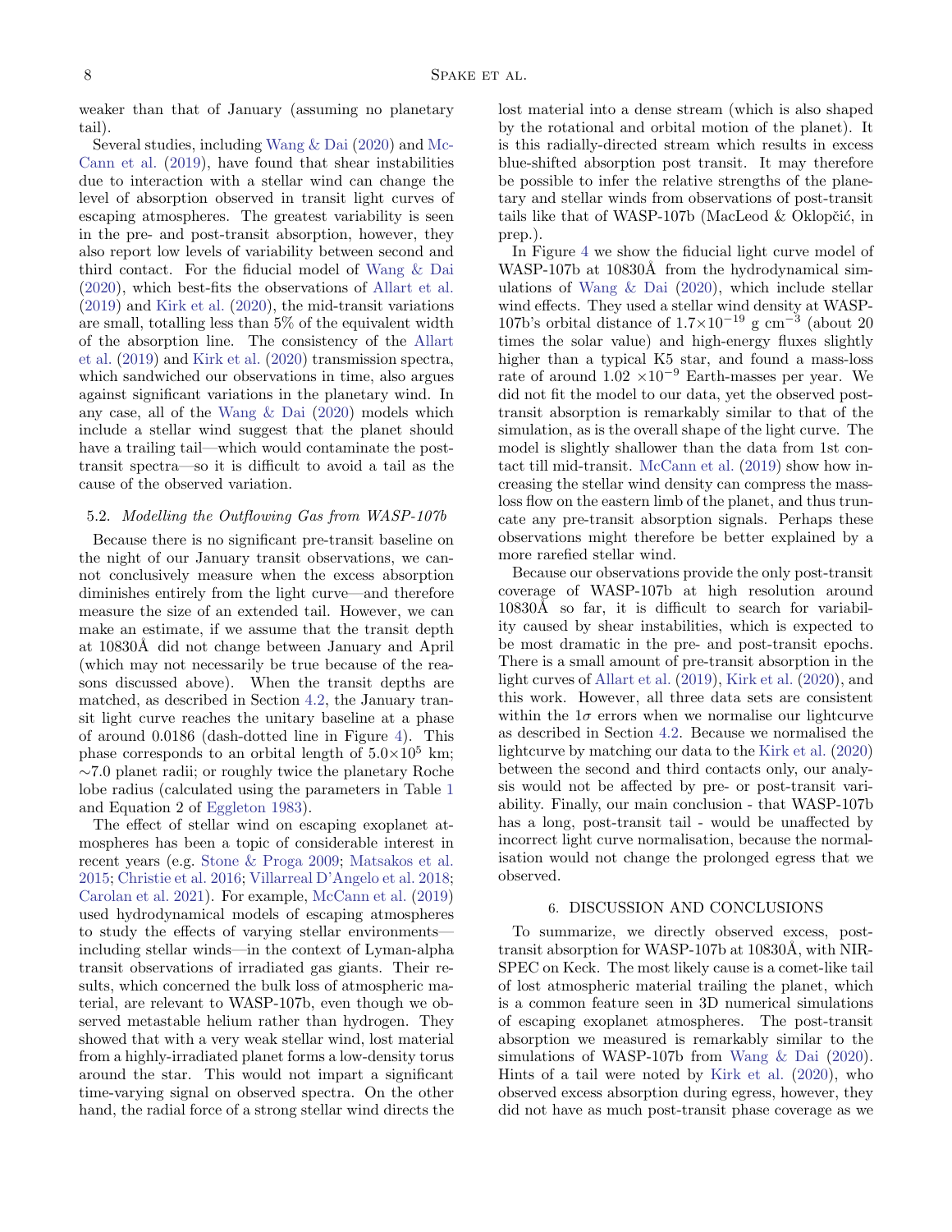weaker than that of January (assuming no planetary tail).

Several studies, including Wang & Dai (2020) and McCann et al. (2019), have found that shear instabilities due to interaction with a stellar wind can change the level of absorption observed in transit light curves of escaping atmospheres. The greatest variability is seen in the pre- and post-transit absorption, however, they also report low levels of variability between second and third contact. For the fiducial model of Wang & Dai (2020), which best-fits the observations of Allart et al. (2019) and Kirk et al. (2020), the mid-transit variations are small, totalling less than 5% of the equivalent width of the absorption line. The consistency of the Allart et al. (2019) and Kirk et al. (2020) transmission spectra, which sandwiched our observations in time, also argues against significant variations in the planetary wind. In any case, all of the Wang & Dai (2020) models which include a stellar wind suggest that the planet should have a trailing tail—which would contaminate the post-transit spectra—so it is difficult to avoid a tail as the cause of the observed variation.

### 5.2. *Modelling the Outflowing Gas from WASP-107b*

Because there is no significant pre-transit baseline on the night of our January transit observations, we cannot conclusively measure when the excess absorption diminishes entirely from the light curve—and therefore measure the size of an extended tail. However, we can make an estimate, if we assume that the transit depth at 10830Å did not change between January and April (which may not necessarily be true because of the reasons discussed above). When the transit depths are matched, as described in Section 4.2, the January transit light curve reaches the unitary baseline at a phase of around 0.0186 (dash-dotted line in Figure 4). This phase corresponds to an orbital length of $5.0\times10^5$ km; $\sim$7.0 planet radii; or roughly twice the planetary Roche lobe radius (calculated using the parameters in Table 1 and Equation 2 of Eggleton 1983).

The effect of stellar wind on escaping exoplanet atmospheres has been a topic of considerable interest in recent years (e.g. Stone & Proga 2009; Matsakos et al. 2015; Christie et al. 2016; Villarreal D'Angelo et al. 2018; Carolan et al. 2021). For example, McCann et al. (2019) used hydrodynamical models of escaping atmospheres to study the effects of varying stellar environments—including stellar winds—in the context of Lyman-alpha transit observations of irradiated gas giants. Their results, which concerned the bulk loss of atmospheric material, are relevant to WASP-107b, even though we observed metastable helium rather than hydrogen. They showed that with a very weak stellar wind, lost material from a highly-irradiated planet forms a low-density torus around the star. This would not impart a significant time-varying signal on observed spectra. On the other hand, the radial force of a strong stellar wind directs the lost material into a dense stream (which is also shaped by the rotational and orbital motion of the planet). It is this radially-directed stream which results in excess blue-shifted absorption post transit. It may therefore be possible to infer the relative strengths of the planetary and stellar winds from observations of post-transit tails like that of WASP-107b (MacLeod & Oklopčić, in prep.).

In Figure 4 we show the fiducial light curve model of WASP-107b at 10830Å from the hydrodynamical simulations of Wang & Dai (2020), which include stellar wind effects. They used a stellar wind density at WASP-107b's orbital distance of $1.7\times10^{-19}$ g cm$^{-3}$ (about 20 times the solar value) and high-energy fluxes slightly higher than a typical K5 star, and found a mass-loss rate of around 1.02 $\times10^{-9}$ Earth-masses per year. We did not fit the model to our data, yet the observed post-transit absorption is remarkably similar to that of the simulation, as is the overall shape of the light curve. The model is slightly shallower than the data from 1st contact till mid-transit. McCann et al. (2019) show how increasing the stellar wind density can compress the mass-loss flow on the eastern limb of the planet, and thus truncate any pre-transit absorption signals. Perhaps these observations might therefore be better explained by a more rarefied stellar wind.

Because our observations provide the only post-transit coverage of WASP-107b at high resolution around 10830Å so far, it is difficult to search for variability caused by shear instabilities, which is expected to be most dramatic in the pre- and post-transit epochs. There is a small amount of pre-transit absorption in the light curves of Allart et al. (2019), Kirk et al. (2020), and this work. However, all three data sets are consistent within the $1\sigma$ errors when we normalise our lightcurve as described in Section 4.2. Because we normalised the lightcurve by matching our data to the Kirk et al. (2020) between the second and third contacts only, our analysis would not be affected by pre- or post-transit variability. Finally, our main conclusion - that WASP-107b has a long, post-transit tail - would be unaffected by incorrect light curve normalisation, because the normalisation would not change the prolonged egress that we observed.

## 6. DISCUSSION AND CONCLUSIONS

To summarize, we directly observed excess, post-transit absorption for WASP-107b at 10830Å, with NIRSPEC on Keck. The most likely cause is a comet-like tail of lost atmospheric material trailing the planet, which is a common feature seen in 3D numerical simulations of escaping exoplanet atmospheres. The post-transit absorption we measured is remarkably similar to the simulations of WASP-107b from Wang & Dai (2020). Hints of a tail were noted by Kirk et al. (2020), who observed excess absorption during egress, however, they did not have as much post-transit phase coverage as we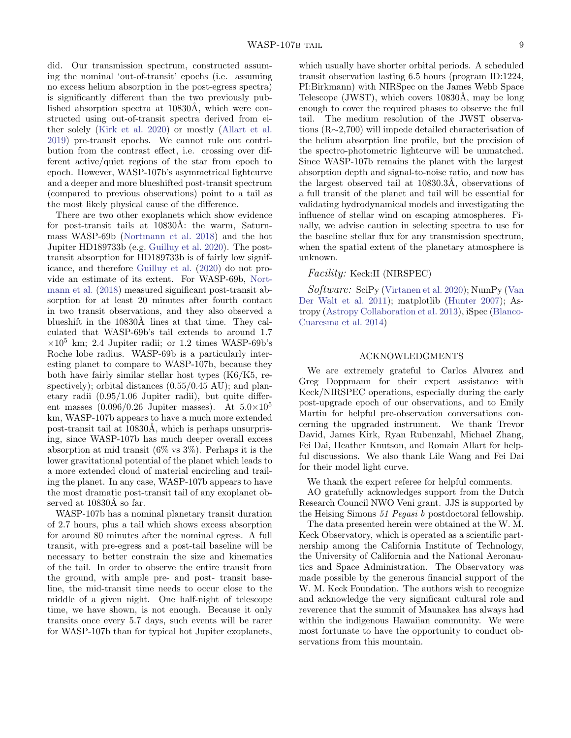did. Our transmission spectrum, constructed assuming the nominal 'out-of-transit' epochs (i.e. assuming no excess helium absorption in the post-egress spectra) is significantly different than the two previously published absorption spectra at 10830Å, which were constructed using out-of-transit spectra derived from either solely (Kirk et al. 2020) or mostly (Allart et al. 2019) pre-transit epochs. We cannot rule out contribution from the contrast effect, i.e. crossing over different active/quiet regions of the star from epoch to epoch. However, WASP-107b's asymmetrical lightcurve and a deeper and more blueshifted post-transit spectrum (compared to previous observations) point to a tail as the most likely physical cause of the difference.

There are two other exoplanets which show evidence for post-transit tails at 10830Å: the warm, Saturn-mass WASP-69b (Nortmann et al. 2018) and the hot Jupiter HD189733b (e.g. Guilluy et al. 2020). The post-transit absorption for HD189733b is of fairly low significance, and therefore Guilluy et al. (2020) do not provide an estimate of its extent. For WASP-69b, Nortmann et al. (2018) measured significant post-transit absorption for at least 20 minutes after fourth contact in two transit observations, and they also observed a blueshift in the 10830Å lines at that time. They calculated that WASP-69b's tail extends to around 1.7 $\times 10^5$ km; 2.4 Jupiter radii; or 1.2 times WASP-69b's Roche lobe radius. WASP-69b is a particularly interesting planet to compare to WASP-107b, because they both have fairly similar stellar host types (K6/K5, respectively); orbital distances (0.55/0.45 AU); and planetary radii (0.95/1.06 Jupiter radii), but quite different masses (0.096/0.26 Jupiter masses). At $5.0\times 10^5$ km, WASP-107b appears to have a much more extended post-transit tail at 10830Å, which is perhaps unsurprising, since WASP-107b has much deeper overall excess absorption at mid transit (6% vs 3%). Perhaps it is the lower gravitational potential of the planet which leads to a more extended cloud of material encircling and trailing the planet. In any case, WASP-107b appears to have the most dramatic post-transit tail of any exoplanet observed at 10830Å so far.

WASP-107b has a nominal planetary transit duration of 2.7 hours, plus a tail which shows excess absorption for around 80 minutes after the nominal egress. A full transit, with pre-egress and a post-tail baseline will be necessary to better constrain the size and kinematics of the tail. In order to observe the entire transit from the ground, with ample pre- and post- transit baseline, the mid-transit time needs to occur close to the middle of a given night. One half-night of telescope time, we have shown, is not enough. Because it only transits once every 5.7 days, such events will be rarer for WASP-107b than for typical hot Jupiter exoplanets, which usually have shorter orbital periods. A scheduled transit observation lasting 6.5 hours (program ID:1224, PI:Birkmann) with NIRSpec on the James Webb Space Telescope (JWST), which covers 10830Å, may be long enough to cover the required phases to observe the full tail. The medium resolution of the JWST observations (R$\sim$2,700) will impede detailed characterisation of the helium absorption line profile, but the precision of the spectro-photometric lightcurve will be unmatched. Since WASP-107b remains the planet with the largest absorption depth and signal-to-noise ratio, and now has the largest observed tail at 10830.3Å, observations of a full transit of the planet and tail will be essential for validating hydrodynamical models and investigating the influence of stellar wind on escaping atmospheres. Finally, we advise caution in selecting spectra to use for the baseline stellar flux for any transmission spectrum, when the spatial extent of the planetary atmosphere is unknown.

*Facility:* Keck:II (NIRSPEC)

*Software:* SciPy (Virtanen et al. 2020); NumPy (Van Der Walt et al. 2011); matplotlib (Hunter 2007); Astropy (Astropy Collaboration et al. 2013), iSpec (Blanco-Cuaresma et al. 2014)

## ACKNOWLEDGMENTS

We are extremely grateful to Carlos Alvarez and Greg Doppmann for their expert assistance with Keck/NIRSPEC operations, especially during the early post-upgrade epoch of our observations, and to Emily Martin for helpful pre-observation conversations concerning the upgraded instrument. We thank Trevor David, James Kirk, Ryan Rubenzahl, Michael Zhang, Fei Dai, Heather Knutson, and Romain Allart for helpful discussions. We also thank Lile Wang and Fei Dai for their model light curve.

We thank the expert referee for helpful comments.

AO gratefully acknowledges support from the Dutch Research Council NWO Veni grant. JJS is supported by the Heising Simons *51 Pegasi b* postdoctoral fellowship.

The data presented herein were obtained at the W. M. Keck Observatory, which is operated as a scientific partnership among the California Institute of Technology, the University of California and the National Aeronautics and Space Administration. The Observatory was made possible by the generous financial support of the W. M. Keck Foundation. The authors wish to recognize and acknowledge the very significant cultural role and reverence that the summit of Maunakea has always had within the indigenous Hawaiian community. We were most fortunate to have the opportunity to conduct observations from this mountain.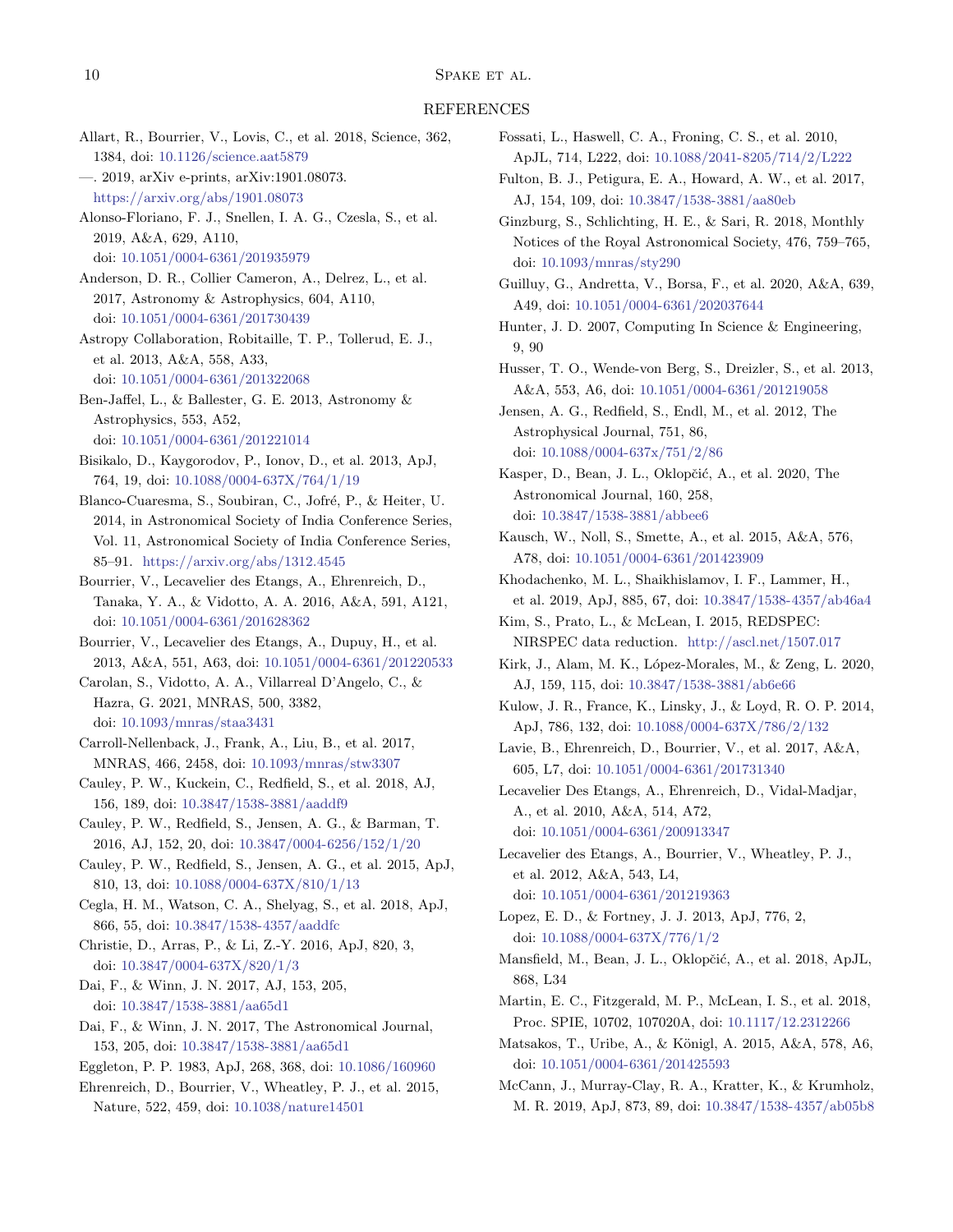## REFERENCES

Allart, R., Bourrier, V., Lovis, C., et al. 2018, Science, 362, 1384, doi: 10.1126/science.aat5879

—. 2019, arXiv e-prints, arXiv:1901.08073. https://arxiv.org/abs/1901.08073

Alonso-Floriano, F. J., Snellen, I. A. G., Czesla, S., et al. 2019, A&A, 629, A110, doi: 10.1051/0004-6361/201935979

Anderson, D. R., Collier Cameron, A., Delrez, L., et al. 2017, Astronomy & Astrophysics, 604, A110, doi: 10.1051/0004-6361/201730439

Astropy Collaboration, Robitaille, T. P., Tollerud, E. J., et al. 2013, A&A, 558, A33, doi: 10.1051/0004-6361/201322068

Ben-Jaffel, L., & Ballester, G. E. 2013, Astronomy & Astrophysics, 553, A52, doi: 10.1051/0004-6361/201221014

Bisikalo, D., Kaygorodov, P., Ionov, D., et al. 2013, ApJ, 764, 19, doi: 10.1088/0004-637X/764/1/19

Blanco-Cuaresma, S., Soubiran, C., Jofré, P., & Heiter, U. 2014, in Astronomical Society of India Conference Series, Vol. 11, Astronomical Society of India Conference Series, 85–91. https://arxiv.org/abs/1312.4545

Bourrier, V., Lecavelier des Etangs, A., Ehrenreich, D., Tanaka, Y. A., & Vidotto, A. A. 2016, A&A, 591, A121, doi: 10.1051/0004-6361/201628362

Bourrier, V., Lecavelier des Etangs, A., Dupuy, H., et al. 2013, A&A, 551, A63, doi: 10.1051/0004-6361/201220533

Carolan, S., Vidotto, A. A., Villarreal D'Angelo, C., & Hazra, G. 2021, MNRAS, 500, 3382, doi: 10.1093/mnras/staa3431

Carroll-Nellenback, J., Frank, A., Liu, B., et al. 2017, MNRAS, 466, 2458, doi: 10.1093/mnras/stw3307

Cauley, P. W., Kuckein, C., Redfield, S., et al. 2018, AJ, 156, 189, doi: 10.3847/1538-3881/aaddf9

Cauley, P. W., Redfield, S., Jensen, A. G., & Barman, T. 2016, AJ, 152, 20, doi: 10.3847/0004-6256/152/1/20

Cauley, P. W., Redfield, S., Jensen, A. G., et al. 2015, ApJ, 810, 13, doi: 10.1088/0004-637X/810/1/13

Cegla, H. M., Watson, C. A., Shelyag, S., et al. 2018, ApJ, 866, 55, doi: 10.3847/1538-4357/aaddfc

Christie, D., Arras, P., & Li, Z.-Y. 2016, ApJ, 820, 3, doi: 10.3847/0004-637X/820/1/3

Dai, F., & Winn, J. N. 2017, AJ, 153, 205, doi: 10.3847/1538-3881/aa65d1

Dai, F., & Winn, J. N. 2017, The Astronomical Journal, 153, 205, doi: 10.3847/1538-3881/aa65d1

Eggleton, P. P. 1983, ApJ, 268, 368, doi: 10.1086/160960

Ehrenreich, D., Bourrier, V., Wheatley, P. J., et al. 2015, Nature, 522, 459, doi: 10.1038/nature14501

Fossati, L., Haswell, C. A., Froning, C. S., et al. 2010, ApJL, 714, L222, doi: 10.1088/2041-8205/714/2/L222

Fulton, B. J., Petigura, E. A., Howard, A. W., et al. 2017, AJ, 154, 109, doi: 10.3847/1538-3881/aa80eb

Ginzburg, S., Schlichting, H. E., & Sari, R. 2018, Monthly Notices of the Royal Astronomical Society, 476, 759–765, doi: 10.1093/mnras/sty290

Guilluy, G., Andretta, V., Borsa, F., et al. 2020, A&A, 639, A49, doi: 10.1051/0004-6361/202037644

Hunter, J. D. 2007, Computing In Science & Engineering, 9, 90

Husser, T. O., Wende-von Berg, S., Dreizler, S., et al. 2013, A&A, 553, A6, doi: 10.1051/0004-6361/201219058

Jensen, A. G., Redfield, S., Endl, M., et al. 2012, The Astrophysical Journal, 751, 86, doi: 10.1088/0004-637x/751/2/86

Kasper, D., Bean, J. L., Oklopčić, A., et al. 2020, The Astronomical Journal, 160, 258, doi: 10.3847/1538-3881/abbee6

Kausch, W., Noll, S., Smette, A., et al. 2015, A&A, 576, A78, doi: 10.1051/0004-6361/201423909

Khodachenko, M. L., Shaikhislamov, I. F., Lammer, H., et al. 2019, ApJ, 885, 67, doi: 10.3847/1538-4357/ab46a4

Kim, S., Prato, L., & McLean, I. 2015, REDSPEC: NIRSPEC data reduction. http://ascl.net/1507.017

Kirk, J., Alam, M. K., López-Morales, M., & Zeng, L. 2020, AJ, 159, 115, doi: 10.3847/1538-3881/ab6e66

Kulow, J. R., France, K., Linsky, J., & Loyd, R. O. P. 2014, ApJ, 786, 132, doi: 10.1088/0004-637X/786/2/132

Lavie, B., Ehrenreich, D., Bourrier, V., et al. 2017, A&A, 605, L7, doi: 10.1051/0004-6361/201731340

Lecavelier Des Etangs, A., Ehrenreich, D., Vidal-Madjar, A., et al. 2010, A&A, 514, A72, doi: 10.1051/0004-6361/200913347

Lecavelier des Etangs, A., Bourrier, V., Wheatley, P. J., et al. 2012, A&A, 543, L4, doi: 10.1051/0004-6361/201219363

Lopez, E. D., & Fortney, J. J. 2013, ApJ, 776, 2, doi: 10.1088/0004-637X/776/1/2

Mansfield, M., Bean, J. L., Oklopčić, A., et al. 2018, ApJL, 868, L34

Martin, E. C., Fitzgerald, M. P., McLean, I. S., et al. 2018, Proc. SPIE, 10702, 107020A, doi: 10.1117/12.2312266

Matsakos, T., Uribe, A., & Königl, A. 2015, A&A, 578, A6, doi: 10.1051/0004-6361/201425593

McCann, J., Murray-Clay, R. A., Kratter, K., & Krumholz, M. R. 2019, ApJ, 873, 89, doi: 10.3847/1538-4357/ab05b8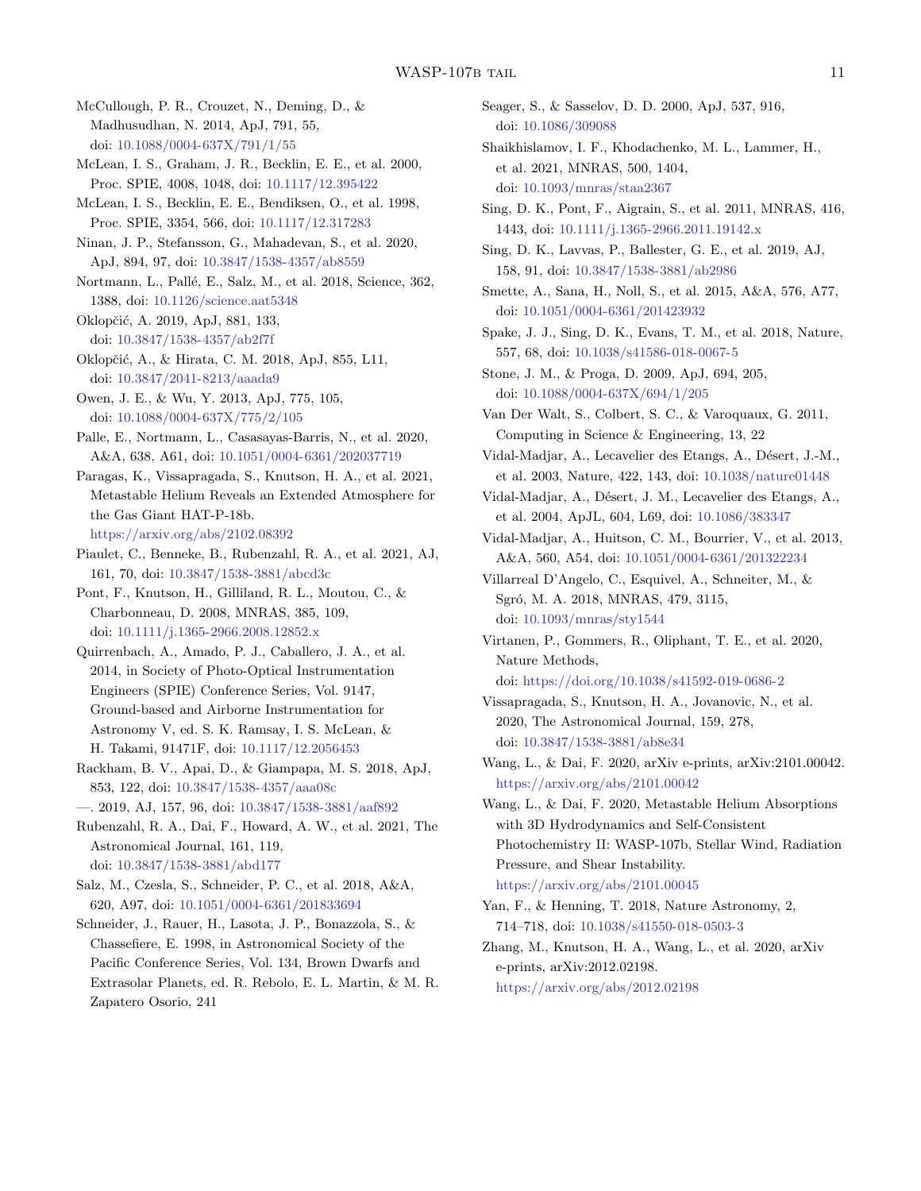McCullough, P. R., Crouzet, N., Deming, D., & Madhusudhan, N. 2014, ApJ, 791, 55, doi: 10.1088/0004-637X/791/1/55

McLean, I. S., Graham, J. R., Becklin, E. E., et al. 2000, Proc. SPIE, 4008, 1048, doi: 10.1117/12.395422

McLean, I. S., Becklin, E. E., Bendiksen, O., et al. 1998, Proc. SPIE, 3354, 566, doi: 10.1117/12.317283

Ninan, J. P., Stefansson, G., Mahadevan, S., et al. 2020, ApJ, 894, 97, doi: 10.3847/1538-4357/ab8559

Nortmann, L., Pallé, E., Salz, M., et al. 2018, Science, 362, 1388, doi: 10.1126/science.aat5348

Oklopčić, A. 2019, ApJ, 881, 133, doi: 10.3847/1538-4357/ab2f7f

Oklopčić, A., & Hirata, C. M. 2018, ApJ, 855, L11, doi: 10.3847/2041-8213/aaada9

Owen, J. E., & Wu, Y. 2013, ApJ, 775, 105, doi: 10.1088/0004-637X/775/2/105

Palle, E., Nortmann, L., Casasayas-Barris, N., et al. 2020, A&A, 638, A61, doi: 10.1051/0004-6361/202037719

Paragas, K., Vissapragada, S., Knutson, H. A., et al. 2021, Metastable Helium Reveals an Extended Atmosphere for the Gas Giant HAT-P-18b. https://arxiv.org/abs/2102.08392

Piaulet, C., Benneke, B., Rubenzahl, R. A., et al. 2021, AJ, 161, 70, doi: 10.3847/1538-3881/abcd3c

Pont, F., Knutson, H., Gilliland, R. L., Moutou, C., & Charbonneau, D. 2008, MNRAS, 385, 109, doi: 10.1111/j.1365-2966.2008.12852.x

Quirrenbach, A., Amado, P. J., Caballero, J. A., et al. 2014, in Society of Photo-Optical Instrumentation Engineers (SPIE) Conference Series, Vol. 9147, Ground-based and Airborne Instrumentation for Astronomy V, ed. S. K. Ramsay, I. S. McLean, & H. Takami, 91471F, doi: 10.1117/12.2056453

Rackham, B. V., Apai, D., & Giampapa, M. S. 2018, ApJ, 853, 122, doi: 10.3847/1538-4357/aaa08c

—. 2019, AJ, 157, 96, doi: 10.3847/1538-3881/aaf892

Rubenzahl, R. A., Dai, F., Howard, A. W., et al. 2021, The Astronomical Journal, 161, 119, doi: 10.3847/1538-3881/abd177

Salz, M., Czesla, S., Schneider, P. C., et al. 2018, A&A, 620, A97, doi: 10.1051/0004-6361/201833694

Schneider, J., Rauer, H., Lasota, J. P., Bonazzola, S., & Chassefiere, E. 1998, in Astronomical Society of the Pacific Conference Series, Vol. 134, Brown Dwarfs and Extrasolar Planets, ed. R. Rebolo, E. L. Martin, & M. R. Zapatero Osorio, 241

Seager, S., & Sasselov, D. D. 2000, ApJ, 537, 916, doi: 10.1086/309088

Shaikhislamov, I. F., Khodachenko, M. L., Lammer, H., et al. 2021, MNRAS, 500, 1404, doi: 10.1093/mnras/staa2367

Sing, D. K., Pont, F., Aigrain, S., et al. 2011, MNRAS, 416, 1443, doi: 10.1111/j.1365-2966.2011.19142.x

Sing, D. K., Lavvas, P., Ballester, G. E., et al. 2019, AJ, 158, 91, doi: 10.3847/1538-3881/ab2986

Smette, A., Sana, H., Noll, S., et al. 2015, A&A, 576, A77, doi: 10.1051/0004-6361/201423932

Spake, J. J., Sing, D. K., Evans, T. M., et al. 2018, Nature, 557, 68, doi: 10.1038/s41586-018-0067-5

Stone, J. M., & Proga, D. 2009, ApJ, 694, 205, doi: 10.1088/0004-637X/694/1/205

Van Der Walt, S., Colbert, S. C., & Varoquaux, G. 2011, Computing in Science & Engineering, 13, 22

Vidal-Madjar, A., Lecavelier des Etangs, A., Désert, J.-M., et al. 2003, Nature, 422, 143, doi: 10.1038/nature01448

Vidal-Madjar, A., Désert, J. M., Lecavelier des Etangs, A., et al. 2004, ApJL, 604, L69, doi: 10.1086/383347

Vidal-Madjar, A., Huitson, C. M., Bourrier, V., et al. 2013, A&A, 560, A54, doi: 10.1051/0004-6361/201322234

Villarreal D'Angelo, C., Esquivel, A., Schneiter, M., & Sgró, M. A. 2018, MNRAS, 479, 3115, doi: 10.1093/mnras/sty1544

Virtanen, P., Gommers, R., Oliphant, T. E., et al. 2020, Nature Methods, doi: https://doi.org/10.1038/s41592-019-0686-2

Vissapragada, S., Knutson, H. A., Jovanovic, N., et al. 2020, The Astronomical Journal, 159, 278, doi: 10.3847/1538-3881/ab8e34

Wang, L., & Dai, F. 2020, arXiv e-prints, arXiv:2101.00042. https://arxiv.org/abs/2101.00042

Wang, L., & Dai, F. 2020, Metastable Helium Absorptions with 3D Hydrodynamics and Self-Consistent Photochemistry II: WASP-107b, Stellar Wind, Radiation Pressure, and Shear Instability. https://arxiv.org/abs/2101.00045

Yan, F., & Henning, T. 2018, Nature Astronomy, 2, 714–718, doi: 10.1038/s41550-018-0503-3

Zhang, M., Knutson, H. A., Wang, L., et al. 2020, arXiv e-prints, arXiv:2012.02198. https://arxiv.org/abs/2012.02198